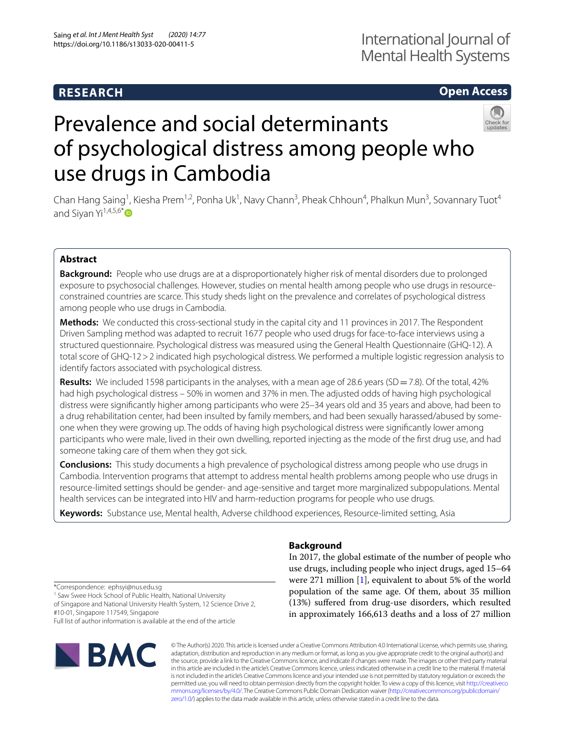RESEARCH

Open Access

# Prevalence and social determinants of psychological distress among people who use drugs in Cambodia

Chan Hang Saing[1], Kiesha Prem[1,2], Ponha Uk[1], Navy Chann[3], Pheak Chhoun[4], Phalkun Mun[3], Sovannary Tuot[4] and Siyan Yi[1,4,5,6*]

## Abstract

**Background:** People who use drugs are at a disproportionately higher risk of mental disorders due to prolonged exposure to psychosocial challenges. However, studies on mental health among people who use drugs in resource-constrained countries are scarce. This study sheds light on the prevalence and correlates of psychological distress among people who use drugs in Cambodia.

**Methods:** We conducted this cross-sectional study in the capital city and 11 provinces in 2017. The Respondent Driven Sampling method was adapted to recruit 1677 people who used drugs for face-to-face interviews using a structured questionnaire. Psychological distress was measured using the General Health Questionnaire (GHQ-12). A total score of GHQ-12 > 2 indicated high psychological distress. We performed a multiple logistic regression analysis to identify factors associated with psychological distress.

**Results:** We included 1598 participants in the analyses, with a mean age of 28.6 years (SD = 7.8). Of the total, 42% had high psychological distress – 50% in women and 37% in men. The adjusted odds of having high psychological distress were significantly higher among participants who were 25–34 years old and 35 years and above, had been to a drug rehabilitation center, had been insulted by family members, and had been sexually harassed/abused by someone when they were growing up. The odds of having high psychological distress were significantly lower among participants who were male, lived in their own dwelling, reported injecting as the mode of the first drug use, and had someone taking care of them when they got sick.

**Conclusions:** This study documents a high prevalence of psychological distress among people who use drugs in Cambodia. Intervention programs that attempt to address mental health problems among people who use drugs in resource-limited settings should be gender- and age-sensitive and target more marginalized subpopulations. Mental health services can be integrated into HIV and harm-reduction programs for people who use drugs.

**Keywords:** Substance use, Mental health, Adverse childhood experiences, Resource-limited setting, Asia

## Background

In 2017, the global estimate of the number of people who use drugs, including people who inject drugs, aged 15–64 were 271 million [1], equivalent to about 5% of the world population of the same age. Of them, about 35 million (13%) suffered from drug-use disorders, which resulted in approximately 166,613 deaths and a loss of 27 million

*Correspondence: ephsyi@nus.edu.sg

[1] Saw Swee Hock School of Public Health, National University of Singapore and National University Health System, 12 Science Drive 2, #10-01, Singapore 117549, Singapore

Full list of author information is available at the end of the article

© The Author(s) 2020. This article is licensed under a Creative Commons Attribution 4.0 International License, which permits use, sharing, adaptation, distribution and reproduction in any medium or format, as long as you give appropriate credit to the original author(s) and the source, provide a link to the Creative Commons licence, and indicate if changes were made. The images or other third party material in this article are included in the article's Creative Commons licence, unless indicated otherwise in a credit line to the material. If material is not included in the article's Creative Commons licence and your intended use is not permitted by statutory regulation or exceeds the permitted use, you will need to obtain permission directly from the copyright holder. To view a copy of this licence, visit http://creativecommons.org/licenses/by/4.0/. The Creative Commons Public Domain Dedication waiver (http://creativecommons.org/publicdomain/zero/1.0/) applies to the data made available in this article, unless otherwise stated in a credit line to the data.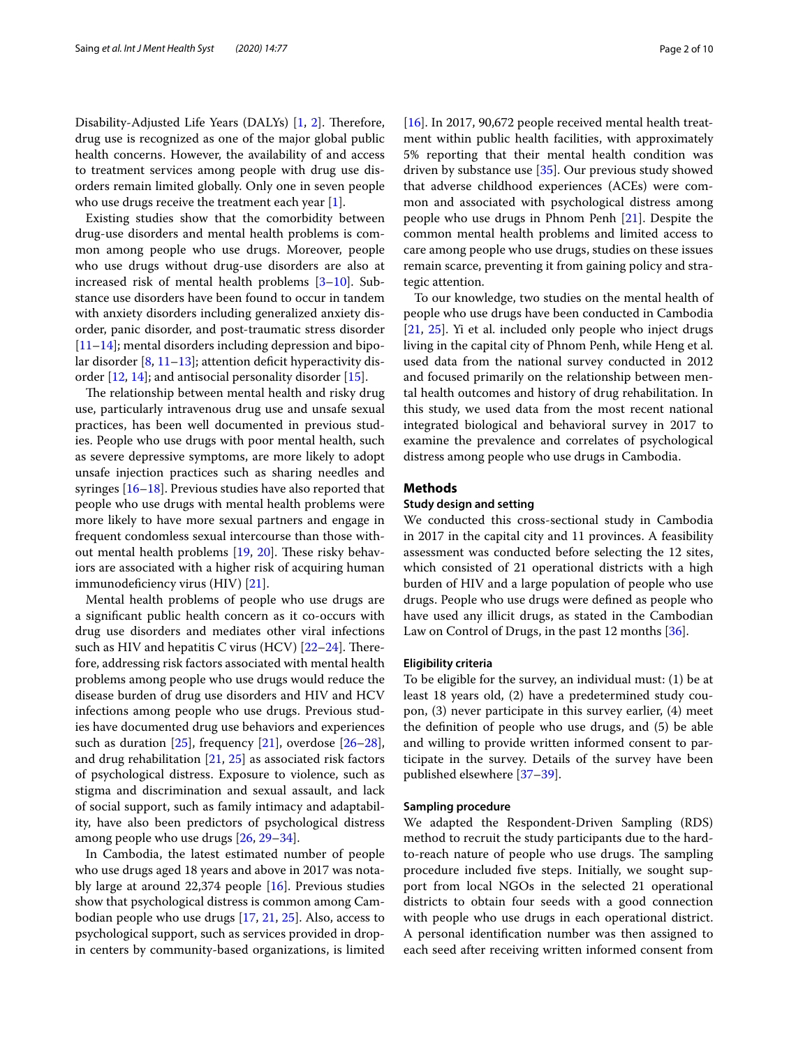Disability-Adjusted Life Years (DALYs) [1, 2]. Therefore, drug use is recognized as one of the major global public health concerns. However, the availability of and access to treatment services among people with drug use disorders remain limited globally. Only one in seven people who use drugs receive the treatment each year [1].

Existing studies show that the comorbidity between drug-use disorders and mental health problems is common among people who use drugs. Moreover, people who use drugs without drug-use disorders are also at increased risk of mental health problems [3–10]. Substance use disorders have been found to occur in tandem with anxiety disorders including generalized anxiety disorder, panic disorder, and post-traumatic stress disorder [11–14]; mental disorders including depression and bipolar disorder [8, 11–13]; attention deficit hyperactivity disorder [12, 14]; and antisocial personality disorder [15].

The relationship between mental health and risky drug use, particularly intravenous drug use and unsafe sexual practices, has been well documented in previous studies. People who use drugs with poor mental health, such as severe depressive symptoms, are more likely to adopt unsafe injection practices such as sharing needles and syringes [16–18]. Previous studies have also reported that people who use drugs with mental health problems were more likely to have more sexual partners and engage in frequent condomless sexual intercourse than those without mental health problems [19, 20]. These risky behaviors are associated with a higher risk of acquiring human immunodeficiency virus (HIV) [21].

Mental health problems of people who use drugs are a significant public health concern as it co-occurs with drug use disorders and mediates other viral infections such as HIV and hepatitis C virus (HCV) [22–24]. Therefore, addressing risk factors associated with mental health problems among people who use drugs would reduce the disease burden of drug use disorders and HIV and HCV infections among people who use drugs. Previous studies have documented drug use behaviors and experiences such as duration [25], frequency [21], overdose [26–28], and drug rehabilitation [21, 25] as associated risk factors of psychological distress. Exposure to violence, such as stigma and discrimination and sexual assault, and lack of social support, such as family intimacy and adaptability, have also been predictors of psychological distress among people who use drugs [26, 29–34].

In Cambodia, the latest estimated number of people who use drugs aged 18 years and above in 2017 was notably large at around 22,374 people [16]. Previous studies show that psychological distress is common among Cambodian people who use drugs [17, 21, 25]. Also, access to psychological support, such as services provided in drop-in centers by community-based organizations, is limited [16]. In 2017, 90,672 people received mental health treatment within public health facilities, with approximately 5% reporting that their mental health condition was driven by substance use [35]. Our previous study showed that adverse childhood experiences (ACEs) were common and associated with psychological distress among people who use drugs in Phnom Penh [21]. Despite the common mental health problems and limited access to care among people who use drugs, studies on these issues remain scarce, preventing it from gaining policy and strategic attention.

To our knowledge, two studies on the mental health of people who use drugs have been conducted in Cambodia [21, 25]. Yi et al. included only people who inject drugs living in the capital city of Phnom Penh, while Heng et al. used data from the national survey conducted in 2012 and focused primarily on the relationship between mental health outcomes and history of drug rehabilitation. In this study, we used data from the most recent national integrated biological and behavioral survey in 2017 to examine the prevalence and correlates of psychological distress among people who use drugs in Cambodia.

## Methods

### Study design and setting

We conducted this cross-sectional study in Cambodia in 2017 in the capital city and 11 provinces. A feasibility assessment was conducted before selecting the 12 sites, which consisted of 21 operational districts with a high burden of HIV and a large population of people who use drugs. People who use drugs were defined as people who have used any illicit drugs, as stated in the Cambodian Law on Control of Drugs, in the past 12 months [36].

### Eligibility criteria

To be eligible for the survey, an individual must: (1) be at least 18 years old, (2) have a predetermined study coupon, (3) never participate in this survey earlier, (4) meet the definition of people who use drugs, and (5) be able and willing to provide written informed consent to participate in the survey. Details of the survey have been published elsewhere [37–39].

### Sampling procedure

We adapted the Respondent-Driven Sampling (RDS) method to recruit the study participants due to the hard-to-reach nature of people who use drugs. The sampling procedure included five steps. Initially, we sought support from local NGOs in the selected 21 operational districts to obtain four seeds with a good connection with people who use drugs in each operational district. A personal identification number was then assigned to each seed after receiving written informed consent from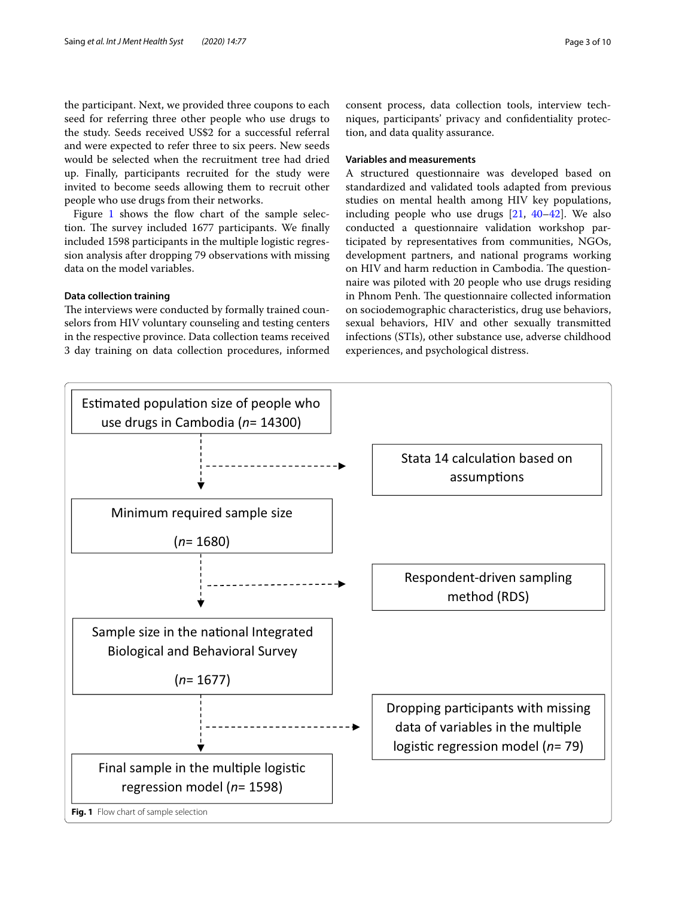the participant. Next, we provided three coupons to each seed for referring three other people who use drugs to the study. Seeds received US$2 for a successful referral and were expected to refer three to six peers. New seeds would be selected when the recruitment tree had dried up. Finally, participants recruited for the study were invited to become seeds allowing them to recruit other people who use drugs from their networks.

Figure 1 shows the flow chart of the sample selection. The survey included 1677 participants. We finally included 1598 participants in the multiple logistic regression analysis after dropping 79 observations with missing data on the model variables.

#### Data collection training

The interviews were conducted by formally trained counselors from HIV voluntary counseling and testing centers in the respective province. Data collection teams received 3 day training on data collection procedures, informed consent process, data collection tools, interview techniques, participants' privacy and confidentiality protection, and data quality assurance.

#### Variables and measurements

A structured questionnaire was developed based on standardized and validated tools adapted from previous studies on mental health among HIV key populations, including people who use drugs [21, 40–42]. We also conducted a questionnaire validation workshop participated by representatives from communities, NGOs, development partners, and national programs working on HIV and harm reduction in Cambodia. The questionnaire was piloted with 20 people who use drugs residing in Phnom Penh. The questionnaire collected information on sociodemographic characteristics, drug use behaviors, sexual behaviors, HIV and other sexually transmitted infections (STIs), other substance use, adverse childhood experiences, and psychological distress.

Estimated population size of people who use drugs in Cambodia (*n*= 14300)

→ Stata 14 calculation based on assumptions

Minimum required sample size (*n*= 1680)

→ Respondent-driven sampling method (RDS)

Sample size in the national Integrated Biological and Behavioral Survey (*n*= 1677)

→ Dropping participants with missing data of variables in the multiple logistic regression model (*n*= 79)

Final sample in the multiple logistic regression model (*n*= 1598)

**Fig. 1** Flow chart of sample selection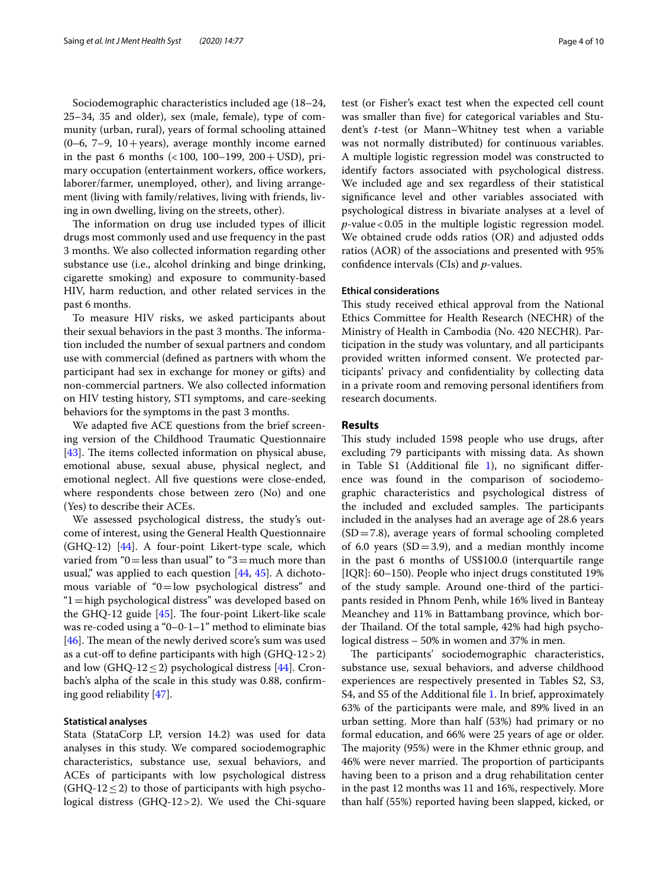Sociodemographic characteristics included age (18–24, 25–34, 35 and older), sex (male, female), type of community (urban, rural), years of formal schooling attained (0–6, 7–9, 10+years), average monthly income earned in the past 6 months (<100, 100–199, 200+USD), primary occupation (entertainment workers, office workers, laborer/farmer, unemployed, other), and living arrangement (living with family/relatives, living with friends, living in own dwelling, living on the streets, other).

The information on drug use included types of illicit drugs most commonly used and use frequency in the past 3 months. We also collected information regarding other substance use (i.e., alcohol drinking and binge drinking, cigarette smoking) and exposure to community-based HIV, harm reduction, and other related services in the past 6 months.

To measure HIV risks, we asked participants about their sexual behaviors in the past 3 months. The information included the number of sexual partners and condom use with commercial (defined as partners with whom the participant had sex in exchange for money or gifts) and non-commercial partners. We also collected information on HIV testing history, STI symptoms, and care-seeking behaviors for the symptoms in the past 3 months.

We adapted five ACE questions from the brief screening version of the Childhood Traumatic Questionnaire [43]. The items collected information on physical abuse, emotional abuse, sexual abuse, physical neglect, and emotional neglect. All five questions were close-ended, where respondents chose between zero (No) and one (Yes) to describe their ACEs.

We assessed psychological distress, the study's outcome of interest, using the General Health Questionnaire (GHQ-12) [44]. A four-point Likert-type scale, which varied from "0 = less than usual" to "3 = much more than usual," was applied to each question [44, 45]. A dichotomous variable of "0 = low psychological distress" and "1 = high psychological distress" was developed based on the GHQ-12 guide [45]. The four-point Likert-like scale was re-coded using a "0–0-1–1" method to eliminate bias [46]. The mean of the newly derived score's sum was used as a cut-off to define participants with high (GHQ-12 > 2) and low (GHQ-12 ≤ 2) psychological distress [44]. Cronbach's alpha of the scale in this study was 0.88, confirming good reliability [47].

### Statistical analyses

Stata (StataCorp LP, version 14.2) was used for data analyses in this study. We compared sociodemographic characteristics, substance use, sexual behaviors, and ACEs of participants with low psychological distress (GHQ-12 ≤ 2) to those of participants with high psychological distress (GHQ-12 > 2). We used the Chi-square test (or Fisher's exact test when the expected cell count was smaller than five) for categorical variables and Student's *t*-test (or Mann–Whitney test when a variable was not normally distributed) for continuous variables. A multiple logistic regression model was constructed to identify factors associated with psychological distress. We included age and sex regardless of their statistical significance level and other variables associated with psychological distress in bivariate analyses at a level of *p*-value < 0.05 in the multiple logistic regression model. We obtained crude odds ratios (OR) and adjusted odds ratios (AOR) of the associations and presented with 95% confidence intervals (CIs) and *p*-values.

### Ethical considerations

This study received ethical approval from the National Ethics Committee for Health Research (NECHR) of the Ministry of Health in Cambodia (No. 420 NECHR). Participation in the study was voluntary, and all participants provided written informed consent. We protected participants' privacy and confidentiality by collecting data in a private room and removing personal identifiers from research documents.

## Results

This study included 1598 people who use drugs, after excluding 79 participants with missing data. As shown in Table S1 (Additional file 1), no significant difference was found in the comparison of sociodemographic characteristics and psychological distress of the included and excluded samples. The participants included in the analyses had an average age of 28.6 years (SD = 7.8), average years of formal schooling completed of 6.0 years (SD = 3.9), and a median monthly income in the past 6 months of US$100.0 (interquartile range [IQR]: 60–150). People who inject drugs constituted 19% of the study sample. Around one-third of the participants resided in Phnom Penh, while 16% lived in Banteay Meanchey and 11% in Battambang province, which border Thailand. Of the total sample, 42% had high psychological distress – 50% in women and 37% in men.

The participants' sociodemographic characteristics, substance use, sexual behaviors, and adverse childhood experiences are respectively presented in Tables S2, S3, S4, and S5 of the Additional file 1. In brief, approximately 63% of the participants were male, and 89% lived in an urban setting. More than half (53%) had primary or no formal education, and 66% were 25 years of age or older. The majority (95%) were in the Khmer ethnic group, and 46% were never married. The proportion of participants having been to a prison and a drug rehabilitation center in the past 12 months was 11 and 16%, respectively. More than half (55%) reported having been slapped, kicked, or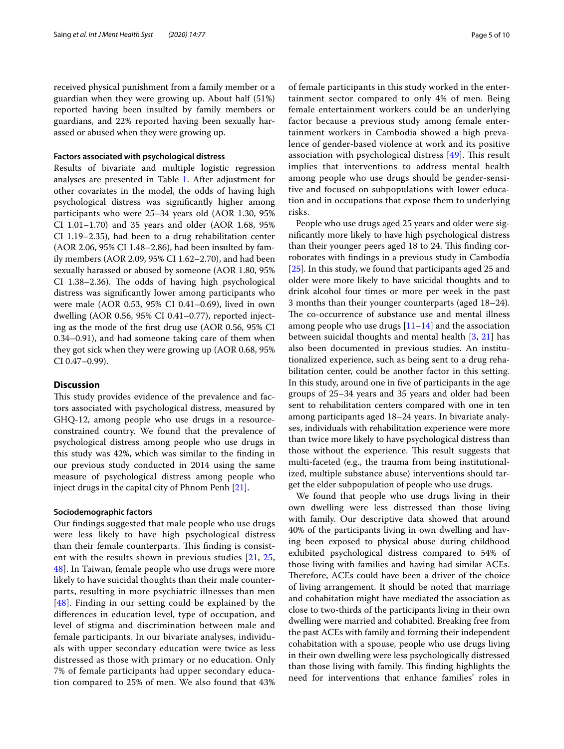received physical punishment from a family member or a guardian when they were growing up. About half (51%) reported having been insulted by family members or guardians, and 22% reported having been sexually harassed or abused when they were growing up.

#### Factors associated with psychological distress

Results of bivariate and multiple logistic regression analyses are presented in Table 1. After adjustment for other covariates in the model, the odds of having high psychological distress was significantly higher among participants who were 25–34 years old (AOR 1.30, 95% CI 1.01–1.70) and 35 years and older (AOR 1.68, 95% CI 1.19–2.35), had been to a drug rehabilitation center (AOR 2.06, 95% CI 1.48–2.86), had been insulted by family members (AOR 2.09, 95% CI 1.62–2.70), and had been sexually harassed or abused by someone (AOR 1.80, 95% CI 1.38–2.36). The odds of having high psychological distress was significantly lower among participants who were male (AOR 0.53, 95% CI 0.41–0.69), lived in own dwelling (AOR 0.56, 95% CI 0.41–0.77), reported injecting as the mode of the first drug use (AOR 0.56, 95% CI 0.34–0.91), and had someone taking care of them when they got sick when they were growing up (AOR 0.68, 95% CI 0.47–0.99).

### Discussion

This study provides evidence of the prevalence and factors associated with psychological distress, measured by GHQ-12, among people who use drugs in a resource-constrained country. We found that the prevalence of psychological distress among people who use drugs in this study was 42%, which was similar to the finding in our previous study conducted in 2014 using the same measure of psychological distress among people who inject drugs in the capital city of Phnom Penh [21].

#### Sociodemographic factors

Our findings suggested that male people who use drugs were less likely to have high psychological distress than their female counterparts. This finding is consistent with the results shown in previous studies [21, 25, 48]. In Taiwan, female people who use drugs were more likely to have suicidal thoughts than their male counterparts, resulting in more psychiatric illnesses than men [48]. Finding in our setting could be explained by the differences in education level, type of occupation, and level of stigma and discrimination between male and female participants. In our bivariate analyses, individuals with upper secondary education were twice as less distressed as those with primary or no education. Only 7% of female participants had upper secondary education compared to 25% of men. We also found that 43% of female participants in this study worked in the entertainment sector compared to only 4% of men. Being female entertainment workers could be an underlying factor because a previous study among female entertainment workers in Cambodia showed a high prevalence of gender-based violence at work and its positive association with psychological distress [49]. This result implies that interventions to address mental health among people who use drugs should be gender-sensitive and focused on subpopulations with lower education and in occupations that expose them to underlying risks.

People who use drugs aged 25 years and older were significantly more likely to have high psychological distress than their younger peers aged 18 to 24. This finding corroborates with findings in a previous study in Cambodia [25]. In this study, we found that participants aged 25 and older were more likely to have suicidal thoughts and to drink alcohol four times or more per week in the past 3 months than their younger counterparts (aged 18–24). The co-occurrence of substance use and mental illness among people who use drugs [11–14] and the association between suicidal thoughts and mental health [3, 21] has also been documented in previous studies. An institutionalized experience, such as being sent to a drug rehabilitation center, could be another factor in this setting. In this study, around one in five of participants in the age groups of 25–34 years and 35 years and older had been sent to rehabilitation centers compared with one in ten among participants aged 18–24 years. In bivariate analyses, individuals with rehabilitation experience were more than twice more likely to have psychological distress than those without the experience. This result suggests that multi-faceted (e.g., the trauma from being institutionalized, multiple substance abuse) interventions should target the elder subpopulation of people who use drugs.

We found that people who use drugs living in their own dwelling were less distressed than those living with family. Our descriptive data showed that around 40% of the participants living in own dwelling and having been exposed to physical abuse during childhood exhibited psychological distress compared to 54% of those living with families and having had similar ACEs. Therefore, ACEs could have been a driver of the choice of living arrangement. It should be noted that marriage and cohabitation might have mediated the association as close to two-thirds of the participants living in their own dwelling were married and cohabited. Breaking free from the past ACEs with family and forming their independent cohabitation with a spouse, people who use drugs living in their own dwelling were less psychologically distressed than those living with family. This finding highlights the need for interventions that enhance families' roles in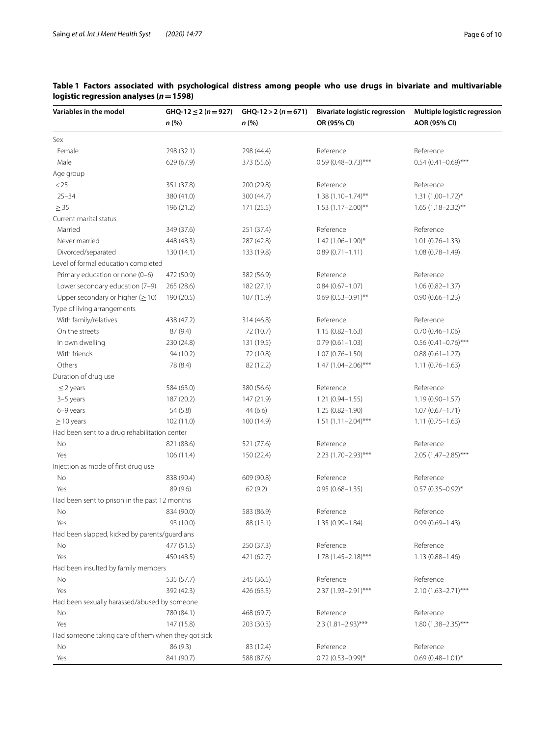**Table 1 Factors associated with psychological distress among people who use drugs in bivariate and multivariable logistic regression analyses ($n = 1598$)**

| Variables in the model | GHQ-12 ≤ 2 ($n = 927$) n (%) | GHQ-12 > 2 ($n = 671$) n (%) | Bivariate logistic regression OR (95% CI) | Multiple logistic regression AOR (95% CI) |
|---|---|---|---|---|
| Sex | | | | |
| Female | 298 (32.1) | 298 (44.4) | Reference | Reference |
| Male | 629 (67.9) | 373 (55.6) | 0.59 (0.48–0.73)*** | 0.54 (0.41–0.69)*** |
| Age group | | | | |
| < 25 | 351 (37.8) | 200 (29.8) | Reference | Reference |
| 25–34 | 380 (41.0) | 300 (44.7) | 1.38 (1.10–1.74)** | 1.31 (1.00–1.72)* |
| ≥ 35 | 196 (21.2) | 171 (25.5) | 1.53 (1.17–2.00)** | 1.65 (1.18–2.32)** |
| Current marital status | | | | |
| Married | 349 (37.6) | 251 (37.4) | Reference | Reference |
| Never married | 448 (48.3) | 287 (42.8) | 1.42 (1.06–1.90)* | 1.01 (0.76–1.33) |
| Divorced/separated | 130 (14.1) | 133 (19.8) | 0.89 (0.71–1.11) | 1.08 (0.78–1.49) |
| Level of formal education completed | | | | |
| Primary education or none (0–6) | 472 (50.9) | 382 (56.9) | Reference | Reference |
| Lower secondary education (7–9) | 265 (28.6) | 182 (27.1) | 0.84 (0.67–1.07) | 1.06 (0.82–1.37) |
| Upper secondary or higher (≥ 10) | 190 (20.5) | 107 (15.9) | 0.69 (0.53–0.91)** | 0.90 (0.66–1.23) |
| Type of living arrangements | | | | |
| With family/relatives | 438 (47.2) | 314 (46.8) | Reference | Reference |
| On the streets | 87 (9.4) | 72 (10.7) | 1.15 (0.82–1.63) | 0.70 (0.46–1.06) |
| In own dwelling | 230 (24.8) | 131 (19.5) | 0.79 (0.61–1.03) | 0.56 (0.41–0.76)*** |
| With friends | 94 (10.2) | 72 (10.8) | 1.07 (0.76–1.50) | 0.88 (0.61–1.27) |
| Others | 78 (8.4) | 82 (12.2) | 1.47 (1.04–2.06)*** | 1.11 (0.76–1.63) |
| Duration of drug use | | | | |
| ≤ 2 years | 584 (63.0) | 380 (56.6) | Reference | Reference |
| 3–5 years | 187 (20.2) | 147 (21.9) | 1.21 (0.94–1.55) | 1.19 (0.90–1.57) |
| 6–9 years | 54 (5.8) | 44 (6.6) | 1.25 (0.82–1.90) | 1.07 (0.67–1.71) |
| ≥ 10 years | 102 (11.0) | 100 (14.9) | 1.51 (1.11–2.04)*** | 1.11 (0.75–1.63) |
| Had been sent to a drug rehabilitation center | | | | |
| No | 821 (88.6) | 521 (77.6) | Reference | Reference |
| Yes | 106 (11.4) | 150 (22.4) | 2.23 (1.70–2.93)*** | 2.05 (1.47–2.85)*** |
| Injection as mode of first drug use | | | | |
| No | 838 (90.4) | 609 (90.8) | Reference | Reference |
| Yes | 89 (9.6) | 62 (9.2) | 0.95 (0.68–1.35) | 0.57 (0.35–0.92)* |
| Had been sent to prison in the past 12 months | | | | |
| No | 834 (90.0) | 583 (86.9) | Reference | Reference |
| Yes | 93 (10.0) | 88 (13.1) | 1.35 (0.99–1.84) | 0.99 (0.69–1.43) |
| Had been slapped, kicked by parents/guardians | | | | |
| No | 477 (51.5) | 250 (37.3) | Reference | Reference |
| Yes | 450 (48.5) | 421 (62.7) | 1.78 (1.45–2.18)*** | 1.13 (0.88–1.46) |
| Had been insulted by family members | | | | |
| No | 535 (57.7) | 245 (36.5) | Reference | Reference |
| Yes | 392 (42.3) | 426 (63.5) | 2.37 (1.93–2.91)*** | 2.10 (1.63–2.71)*** |
| Had been sexually harassed/abused by someone | | | | |
| No | 780 (84.1) | 468 (69.7) | Reference | Reference |
| Yes | 147 (15.8) | 203 (30.3) | 2.3 (1.81–2.93)*** | 1.80 (1.38–2.35)*** |
| Had someone taking care of them when they got sick | | | | |
| No | 86 (9.3) | 83 (12.4) | Reference | Reference |
| Yes | 841 (90.7) | 588 (87.6) | 0.72 (0.53–0.99)* | 0.69 (0.48–1.01)* |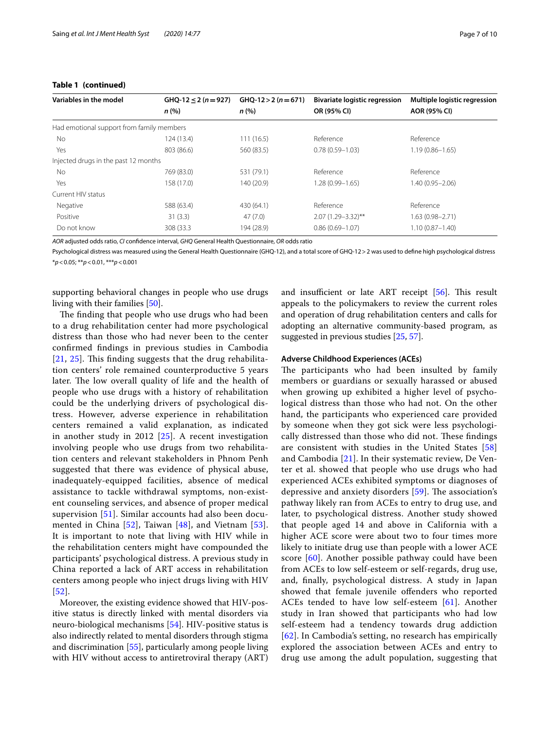**Table 1 (continued)**

| Variables in the model | GHQ-12 ≤ 2 (n = 927) n (%) | GHQ-12 > 2 (n = 671) n (%) | Bivariate logistic regression OR (95% CI) | Multiple logistic regression AOR (95% CI) |
|---|---|---|---|---|
| Had emotional support from family members | | | | |
| No | 124 (13.4) | 111 (16.5) | Reference | Reference |
| Yes | 803 (86.6) | 560 (83.5) | 0.78 (0.59–1.03) | 1.19 (0.86–1.65) |
| Injected drugs in the past 12 months | | | | |
| No | 769 (83.0) | 531 (79.1) | Reference | Reference |
| Yes | 158 (17.0) | 140 (20.9) | 1.28 (0.99–1.65) | 1.40 (0.95–2.06) |
| Current HIV status | | | | |
| Negative | 588 (63.4) | 430 (64.1) | Reference | Reference |
| Positive | 31 (3.3) | 47 (7.0) | 2.07 (1.29–3.32)** | 1.63 (0.98–2.71) |
| Do not know | 308 (33.3 | 194 (28.9) | 0.86 (0.69–1.07) | 1.10 (0.87–1.40) |

*AOR* adjusted odds ratio, *CI* confidence interval, *GHQ* General Health Questionnaire, *OR* odds ratio

Psychological distress was measured using the General Health Questionnaire (GHQ-12), and a total score of GHQ-12 > 2 was used to define high psychological distress

*$p < 0.05$; **$p < 0.01$, ***$p < 0.001$

supporting behavioral changes in people who use drugs living with their families [50].

The finding that people who use drugs who had been to a drug rehabilitation center had more psychological distress than those who had never been to the center confirmed findings in previous studies in Cambodia [21, 25]. This finding suggests that the drug rehabilitation centers' role remained counterproductive 5 years later. The low overall quality of life and the health of people who use drugs with a history of rehabilitation could be the underlying drivers of psychological distress. However, adverse experience in rehabilitation centers remained a valid explanation, as indicated in another study in 2012 [25]. A recent investigation involving people who use drugs from two rehabilitation centers and relevant stakeholders in Phnom Penh suggested that there was evidence of physical abuse, inadequately-equipped facilities, absence of medical assistance to tackle withdrawal symptoms, non-existent counseling services, and absence of proper medical supervision [51]. Similar accounts had also been documented in China [52], Taiwan [48], and Vietnam [53]. It is important to note that living with HIV while in the rehabilitation centers might have compounded the participants' psychological distress. A previous study in China reported a lack of ART access in rehabilitation centers among people who inject drugs living with HIV [52].

Moreover, the existing evidence showed that HIV-positive status is directly linked with mental disorders via neuro-biological mechanisms [54]. HIV-positive status is also indirectly related to mental disorders through stigma and discrimination [55], particularly among people living with HIV without access to antiretroviral therapy (ART) and insufficient or late ART receipt [56]. This result appeals to the policymakers to review the current roles and operation of drug rehabilitation centers and calls for adopting an alternative community-based program, as suggested in previous studies [25, 57].

### Adverse Childhood Experiences (ACEs)

The participants who had been insulted by family members or guardians or sexually harassed or abused when growing up exhibited a higher level of psychological distress than those who had not. On the other hand, the participants who experienced care provided by someone when they got sick were less psychologically distressed than those who did not. These findings are consistent with studies in the United States [58] and Cambodia [21]. In their systematic review, De Venter et al. showed that people who use drugs who had experienced ACEs exhibited symptoms or diagnoses of depressive and anxiety disorders [59]. The association's pathway likely ran from ACEs to entry to drug use, and later, to psychological distress. Another study showed that people aged 14 and above in California with a higher ACE score were about two to four times more likely to initiate drug use than people with a lower ACE score [60]. Another possible pathway could have been from ACEs to low self-esteem or self-regards, drug use, and, finally, psychological distress. A study in Japan showed that female juvenile offenders who reported ACEs tended to have low self-esteem [61]. Another study in Iran showed that participants who had low self-esteem had a tendency towards drug addiction [62]. In Cambodia's setting, no research has empirically explored the association between ACEs and entry to drug use among the adult population, suggesting that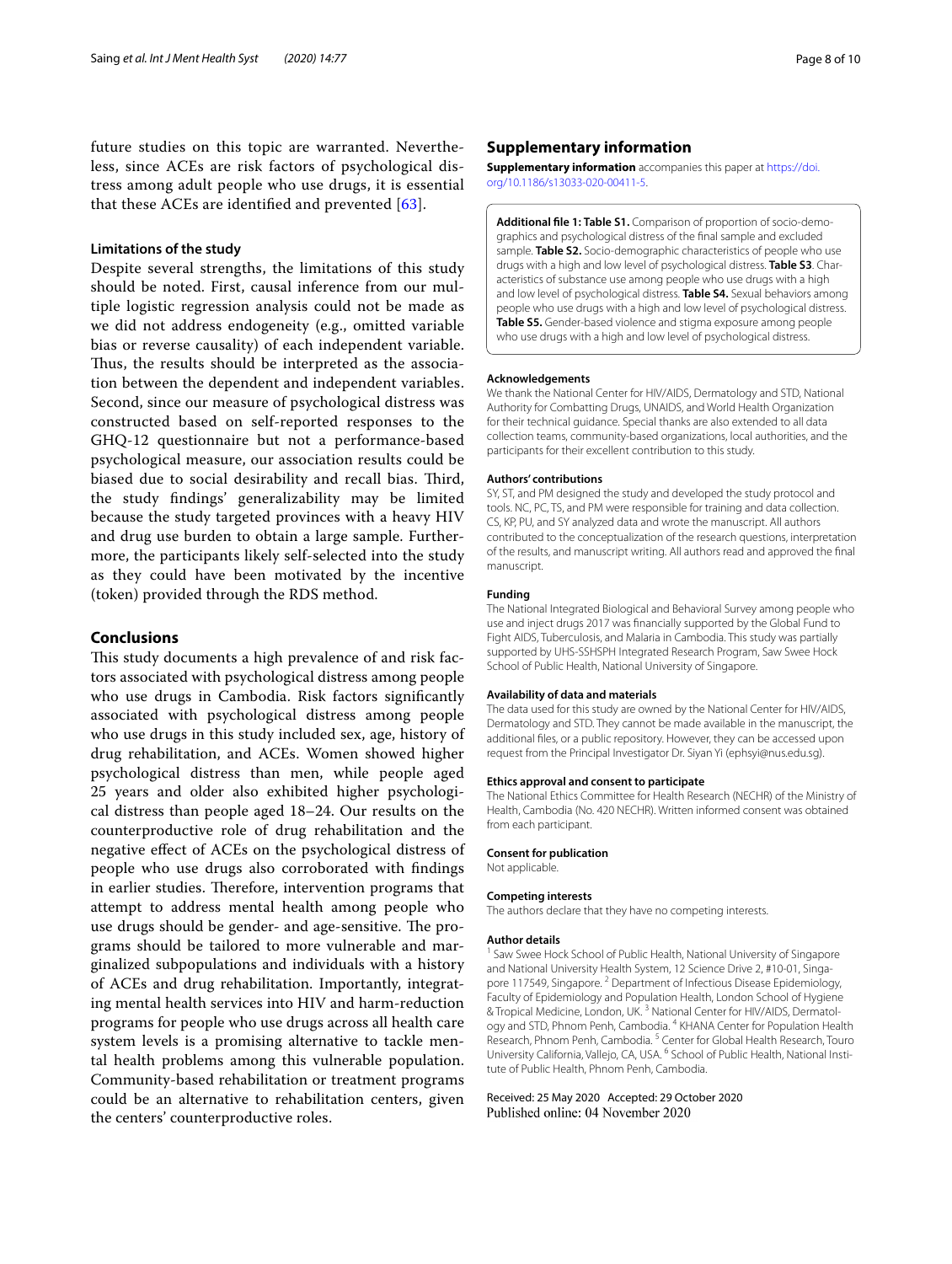future studies on this topic are warranted. Nevertheless, since ACEs are risk factors of psychological distress among adult people who use drugs, it is essential that these ACEs are identified and prevented [63].

### Limitations of the study

Despite several strengths, the limitations of this study should be noted. First, causal inference from our multiple logistic regression analysis could not be made as we did not address endogeneity (e.g., omitted variable bias or reverse causality) of each independent variable. Thus, the results should be interpreted as the association between the dependent and independent variables. Second, since our measure of psychological distress was constructed based on self-reported responses to the GHQ-12 questionnaire but not a performance-based psychological measure, our association results could be biased due to social desirability and recall bias. Third, the study findings' generalizability may be limited because the study targeted provinces with a heavy HIV and drug use burden to obtain a large sample. Furthermore, the participants likely self-selected into the study as they could have been motivated by the incentive (token) provided through the RDS method.

## Conclusions

This study documents a high prevalence of and risk factors associated with psychological distress among people who use drugs in Cambodia. Risk factors significantly associated with psychological distress among people who use drugs in this study included sex, age, history of drug rehabilitation, and ACEs. Women showed higher psychological distress than men, while people aged 25 years and older also exhibited higher psychological distress than people aged 18–24. Our results on the counterproductive role of drug rehabilitation and the negative effect of ACEs on the psychological distress of people who use drugs also corroborated with findings in earlier studies. Therefore, intervention programs that attempt to address mental health among people who use drugs should be gender- and age-sensitive. The programs should be tailored to more vulnerable and marginalized subpopulations and individuals with a history of ACEs and drug rehabilitation. Importantly, integrating mental health services into HIV and harm-reduction programs for people who use drugs across all health care system levels is a promising alternative to tackle mental health problems among this vulnerable population. Community-based rehabilitation or treatment programs could be an alternative to rehabilitation centers, given the centers' counterproductive roles.

## Supplementary information

**Supplementary information** accompanies this paper at https://doi.org/10.1186/s13033-020-00411-5.

**Additional file 1: Table S1.** Comparison of proportion of socio-demographics and psychological distress of the final sample and excluded sample. **Table S2.** Socio-demographic characteristics of people who use drugs with a high and low level of psychological distress. **Table S3**. Characteristics of substance use among people who use drugs with a high and low level of psychological distress. **Table S4.** Sexual behaviors among people who use drugs with a high and low level of psychological distress. **Table S5.** Gender-based violence and stigma exposure among people who use drugs with a high and low level of psychological distress.

#### Acknowledgements

We thank the National Center for HIV/AIDS, Dermatology and STD, National Authority for Combatting Drugs, UNAIDS, and World Health Organization for their technical guidance. Special thanks are also extended to all data collection teams, community-based organizations, local authorities, and the participants for their excellent contribution to this study.

#### Authors' contributions

SY, ST, and PM designed the study and developed the study protocol and tools. NC, PC, TS, and PM were responsible for training and data collection. CS, KP, PU, and SY analyzed data and wrote the manuscript. All authors contributed to the conceptualization of the research questions, interpretation of the results, and manuscript writing. All authors read and approved the final manuscript.

#### Funding

The National Integrated Biological and Behavioral Survey among people who use and inject drugs 2017 was financially supported by the Global Fund to Fight AIDS, Tuberculosis, and Malaria in Cambodia. This study was partially supported by UHS-SSHSPH Integrated Research Program, Saw Swee Hock School of Public Health, National University of Singapore.

#### Availability of data and materials

The data used for this study are owned by the National Center for HIV/AIDS, Dermatology and STD. They cannot be made available in the manuscript, the additional files, or a public repository. However, they can be accessed upon request from the Principal Investigator Dr. Siyan Yi (ephsyi@nus.edu.sg).

#### Ethics approval and consent to participate

The National Ethics Committee for Health Research (NECHR) of the Ministry of Health, Cambodia (No. 420 NECHR). Written informed consent was obtained from each participant.

#### Consent for publication

Not applicable.

#### Competing interests

The authors declare that they have no competing interests.

#### Author details

[1] Saw Swee Hock School of Public Health, National University of Singapore and National University Health System, 12 Science Drive 2, #10-01, Singapore 117549, Singapore. [2] Department of Infectious Disease Epidemiology, Faculty of Epidemiology and Population Health, London School of Hygiene & Tropical Medicine, London, UK. [3] National Center for HIV/AIDS, Dermatology and STD, Phnom Penh, Cambodia. [4] KHANA Center for Population Health Research, Phnom Penh, Cambodia. [5] Center for Global Health Research, Touro University California, Vallejo, CA, USA. [6] School of Public Health, National Institute of Public Health, Phnom Penh, Cambodia.

Received: 25 May 2020 Accepted: 29 October 2020
Published online: 04 November 2020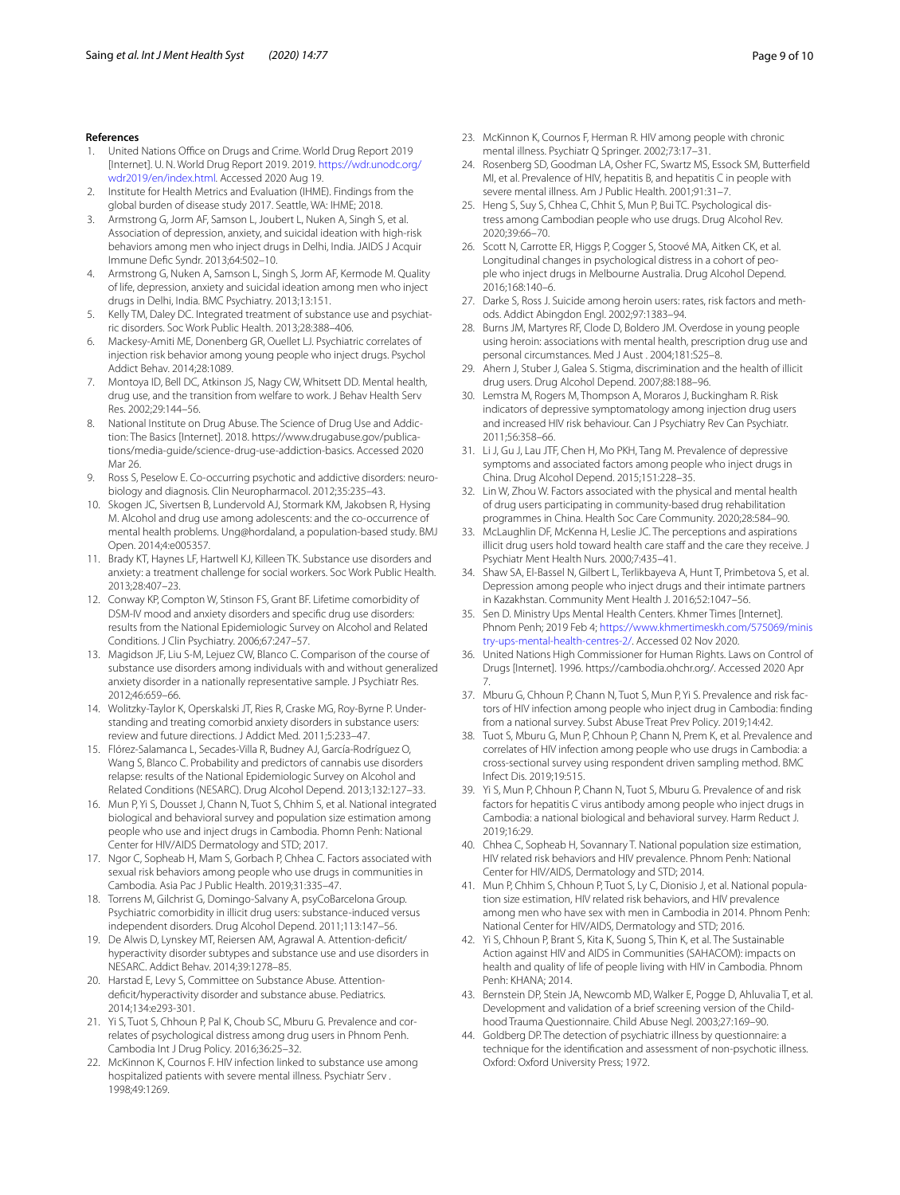#### References

1. United Nations Office on Drugs and Crime. World Drug Report 2019 [Internet]. U. N. World Drug Report 2019. 2019. https://wdr.unodc.org/wdr2019/en/index.html. Accessed 2020 Aug 19.
2. Institute for Health Metrics and Evaluation (IHME). Findings from the global burden of disease study 2017. Seattle, WA: IHME; 2018.
3. Armstrong G, Jorm AF, Samson L, Joubert L, Nuken A, Singh S, et al. Association of depression, anxiety, and suicidal ideation with high-risk behaviors among men who inject drugs in Delhi, India. JAIDS J Acquir Immune Defic Syndr. 2013;64:502–10.
4. Armstrong G, Nuken A, Samson L, Singh S, Jorm AF, Kermode M. Quality of life, depression, anxiety and suicidal ideation among men who inject drugs in Delhi, India. BMC Psychiatry. 2013;13:151.
5. Kelly TM, Daley DC. Integrated treatment of substance use and psychiatric disorders. Soc Work Public Health. 2013;28:388–406.
6. Mackesy-Amiti ME, Donenberg GR, Ouellet LJ. Psychiatric correlates of injection risk behavior among young people who inject drugs. Psychol Addict Behav. 2014;28:1089.
7. Montoya ID, Bell DC, Atkinson JS, Nagy CW, Whitsett DD. Mental health, drug use, and the transition from welfare to work. J Behav Health Serv Res. 2002;29:144–56.
8. National Institute on Drug Abuse. The Science of Drug Use and Addiction: The Basics [Internet]. 2018. https://www.drugabuse.gov/publications/media-guide/science-drug-use-addiction-basics. Accessed 2020 Mar 26.
9. Ross S, Peselow E. Co-occurring psychotic and addictive disorders: neurobiology and diagnosis. Clin Neuropharmacol. 2012;35:235–43.
10. Skogen JC, Sivertsen B, Lundervold AJ, Stormark KM, Jakobsen R, Hysing M. Alcohol and drug use among adolescents: and the co-occurrence of mental health problems. Ung@hordaland, a population-based study. BMJ Open. 2014;4:e005357.
11. Brady KT, Haynes LF, Hartwell KJ, Killeen TK. Substance use disorders and anxiety: a treatment challenge for social workers. Soc Work Public Health. 2013;28:407–23.
12. Conway KP, Compton W, Stinson FS, Grant BF. Lifetime comorbidity of DSM-IV mood and anxiety disorders and specific drug use disorders: results from the National Epidemiologic Survey on Alcohol and Related Conditions. J Clin Psychiatry. 2006;67:247–57.
13. Magidson JF, Liu S-M, Lejuez CW, Blanco C. Comparison of the course of substance use disorders among individuals with and without generalized anxiety disorder in a nationally representative sample. J Psychiatr Res. 2012;46:659–66.
14. Wolitzky-Taylor K, Operskalski JT, Ries R, Craske MG, Roy-Byrne P. Understanding and treating comorbid anxiety disorders in substance users: review and future directions. J Addict Med. 2011;5:233–47.
15. Flórez-Salamanca L, Secades-Villa R, Budney AJ, García-Rodríguez O, Wang S, Blanco C. Probability and predictors of cannabis use disorders relapse: results of the National Epidemiologic Survey on Alcohol and Related Conditions (NESARC). Drug Alcohol Depend. 2013;132:127–33.
16. Mun P, Yi S, Dousset J, Chann N, Tuot S, Chhim S, et al. National integrated biological and behavioral survey and population size estimation among people who use and inject drugs in Cambodia. Phomn Penh: National Center for HIV/AIDS Dermatology and STD; 2017.
17. Ngor C, Sopheab H, Mam S, Gorbach P, Chhea C. Factors associated with sexual risk behaviors among people who use drugs in communities in Cambodia. Asia Pac J Public Health. 2019;31:335–47.
18. Torrens M, Gilchrist G, Domingo-Salvany A, psyCoBarcelona Group. Psychiatric comorbidity in illicit drug users: substance-induced versus independent disorders. Drug Alcohol Depend. 2011;113:147–56.
19. De Alwis D, Lynskey MT, Reiersen AM, Agrawal A. Attention-deficit/hyperactivity disorder subtypes and substance use and use disorders in NESARC. Addict Behav. 2014;39:1278–85.
20. Harstad E, Levy S, Committee on Substance Abuse. Attention-deficit/hyperactivity disorder and substance abuse. Pediatrics. 2014;134:e293-301.
21. Yi S, Tuot S, Chhoun P, Pal K, Choub SC, Mburu G. Prevalence and correlates of psychological distress among drug users in Phnom Penh. Cambodia Int J Drug Policy. 2016;36:25–32.
22. McKinnon K, Cournos F. HIV infection linked to substance use among hospitalized patients with severe mental illness. Psychiatr Serv . 1998;49:1269.
23. McKinnon K, Cournos F, Herman R. HIV among people with chronic mental illness. Psychiatr Q Springer. 2002;73:17–31.
24. Rosenberg SD, Goodman LA, Osher FC, Swartz MS, Essock SM, Butterfield MI, et al. Prevalence of HIV, hepatitis B, and hepatitis C in people with severe mental illness. Am J Public Health. 2001;91:31–7.
25. Heng S, Suy S, Chhea C, Chhit S, Mun P, Bui TC. Psychological distress among Cambodian people who use drugs. Drug Alcohol Rev. 2020;39:66–70.
26. Scott N, Carrotte ER, Higgs P, Cogger S, Stoové MA, Aitken CK, et al. Longitudinal changes in psychological distress in a cohort of people who inject drugs in Melbourne Australia. Drug Alcohol Depend. 2016;168:140–6.
27. Darke S, Ross J. Suicide among heroin users: rates, risk factors and methods. Addict Abingdon Engl. 2002;97:1383–94.
28. Burns JM, Martyres RF, Clode D, Boldero JM. Overdose in young people using heroin: associations with mental health, prescription drug use and personal circumstances. Med J Aust . 2004;181:S25–8.
29. Ahern J, Stuber J, Galea S. Stigma, discrimination and the health of illicit drug users. Drug Alcohol Depend. 2007;88:188–96.
30. Lemstra M, Rogers M, Thompson A, Moraros J, Buckingham R. Risk indicators of depressive symptomatology among injection drug users and increased HIV risk behaviour. Can J Psychiatry Rev Can Psychiatr. 2011;56:358–66.
31. Li J, Gu J, Lau JTF, Chen H, Mo PKH, Tang M. Prevalence of depressive symptoms and associated factors among people who inject drugs in China. Drug Alcohol Depend. 2015;151:228–35.
32. Lin W, Zhou W. Factors associated with the physical and mental health of drug users participating in community-based drug rehabilitation programmes in China. Health Soc Care Community. 2020;28:584–90.
33. McLaughlin DF, McKenna H, Leslie JC. The perceptions and aspirations illicit drug users hold toward health care staff and the care they receive. J Psychiatr Ment Health Nurs. 2000;7:435–41.
34. Shaw SA, El-Bassel N, Gilbert L, Terlikbayeva A, Hunt T, Primbetova S, et al. Depression among people who inject drugs and their intimate partners in Kazakhstan. Community Ment Health J. 2016;52:1047–56.
35. Sen D. Ministry Ups Mental Health Centers. Khmer Times [Internet]. Phnom Penh; 2019 Feb 4; https://www.khmertimeskh.com/575069/ministry-ups-mental-health-centres-2/. Accessed 02 Nov 2020.
36. United Nations High Commissioner for Human Rights. Laws on Control of Drugs [Internet]. 1996. https://cambodia.ohchr.org/. Accessed 2020 Apr 7.
37. Mburu G, Chhoun P, Chann N, Tuot S, Mun P, Yi S. Prevalence and risk factors of HIV infection among people who inject drug in Cambodia: finding from a national survey. Subst Abuse Treat Prev Policy. 2019;14:42.
38. Tuot S, Mburu G, Mun P, Chhoun P, Chann N, Prem K, et al. Prevalence and correlates of HIV infection among people who use drugs in Cambodia: a cross-sectional survey using respondent driven sampling method. BMC Infect Dis. 2019;19:515.
39. Yi S, Mun P, Chhoun P, Chann N, Tuot S, Mburu G. Prevalence of and risk factors for hepatitis C virus antibody among people who inject drugs in Cambodia: a national biological and behavioral survey. Harm Reduct J. 2019;16:29.
40. Chhea C, Sopheab H, Sovannary T. National population size estimation, HIV related risk behaviors and HIV prevalence. Phnom Penh: National Center for HIV/AIDS, Dermatology and STD; 2014.
41. Mun P, Chhim S, Chhoun P, Tuot S, Ly C, Dionisio J, et al. National population size estimation, HIV related risk behaviors, and HIV prevalence among men who have sex with men in Cambodia in 2014. Phnom Penh; National Center for HIV/AIDS, Dermatology and STD; 2016.
42. Yi S, Chhoun P, Brant S, Kita K, Suong S, Thin K, et al. The Sustainable Action against HIV and AIDS in Communities (SAHACOM): impacts on health and quality of life of people living with HIV in Cambodia. Phnom Penh: KHANA; 2014.
43. Bernstein DP, Stein JA, Newcomb MD, Walker E, Pogge D, Ahluvalia T, et al. Development and validation of a brief screening version of the Childhood Trauma Questionnaire. Child Abuse Negl. 2003;27:169–90.
44. Goldberg DP. The detection of psychiatric illness by questionnaire: a technique for the identification and assessment of non-psychotic illness. Oxford: Oxford University Press; 1972.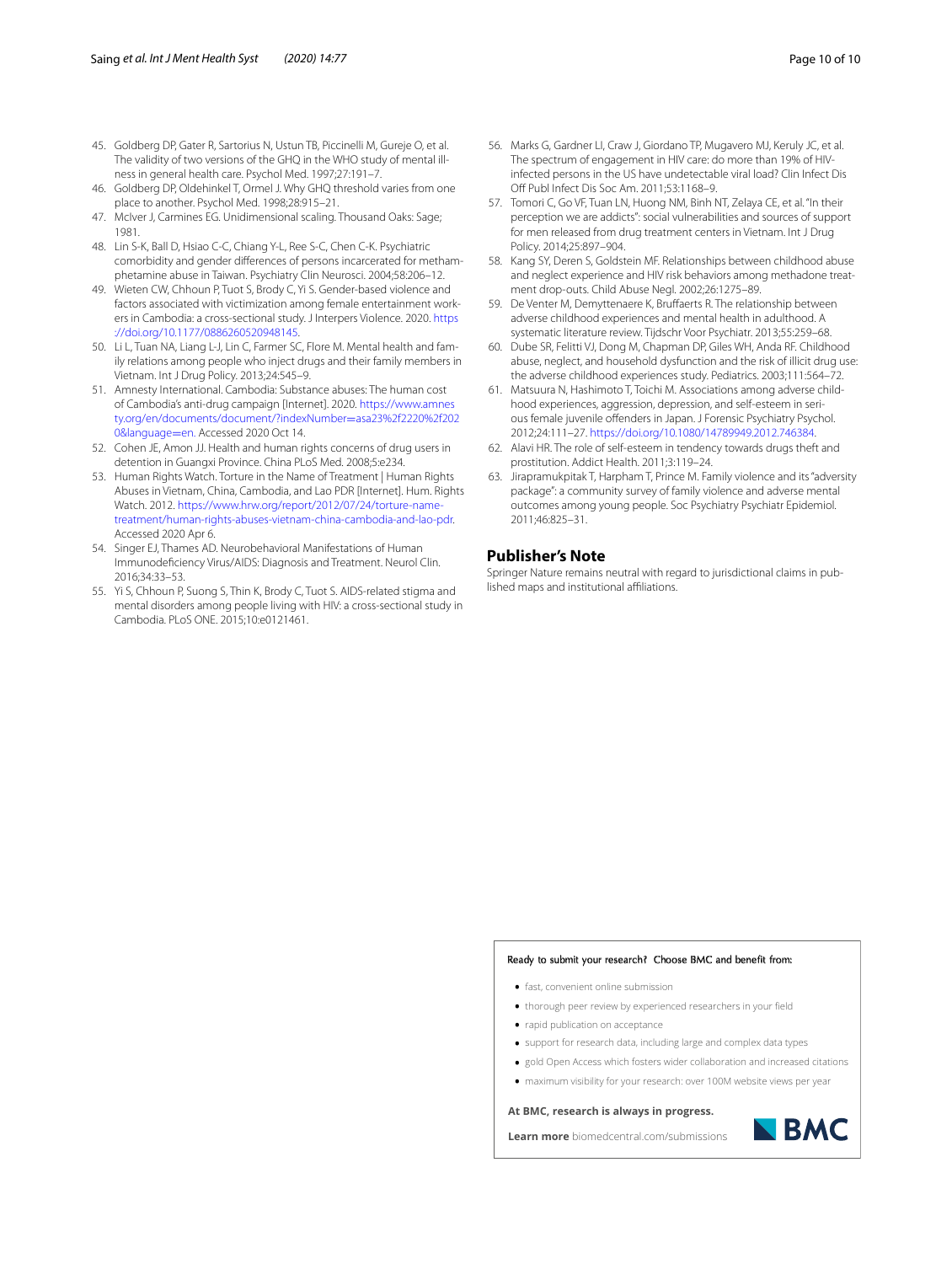45. Goldberg DP, Gater R, Sartorius N, Ustun TB, Piccinelli M, Gureje O, et al. The validity of two versions of the GHQ in the WHO study of mental illness in general health care. Psychol Med. 1997;27:191–7.
46. Goldberg DP, Oldehinkel T, Ormel J. Why GHQ threshold varies from one place to another. Psychol Med. 1998;28:915–21.
47. McIver J, Carmines EG. Unidimensional scaling. Thousand Oaks: Sage; 1981.
48. Lin S-K, Ball D, Hsiao C-C, Chiang Y-L, Ree S-C, Chen C-K. Psychiatric comorbidity and gender differences of persons incarcerated for methamphetamine abuse in Taiwan. Psychiatry Clin Neurosci. 2004;58:206–12.
49. Wieten CW, Chhoun P, Tuot S, Brody C, Yi S. Gender-based violence and factors associated with victimization among female entertainment workers in Cambodia: a cross-sectional study. J Interpers Violence. 2020. https://doi.org/10.1177/0886260520948145.
50. Li L, Tuan NA, Liang L-J, Lin C, Farmer SC, Flore M. Mental health and family relations among people who inject drugs and their family members in Vietnam. Int J Drug Policy. 2013;24:545–9.
51. Amnesty International. Cambodia: Substance abuses: The human cost of Cambodia's anti-drug campaign [Internet]. 2020. https://www.amnesty.org/en/documents/document/?indexNumber=asa23%2f2220%2f2020&language=en. Accessed 2020 Oct 14.
52. Cohen JE, Amon JJ. Health and human rights concerns of drug users in detention in Guangxi Province. China PLoS Med. 2008;5:e234.
53. Human Rights Watch. Torture in the Name of Treatment | Human Rights Abuses in Vietnam, China, Cambodia, and Lao PDR [Internet]. Hum. Rights Watch. 2012. https://www.hrw.org/report/2012/07/24/torture-name-treatment/human-rights-abuses-vietnam-china-cambodia-and-lao-pdr. Accessed 2020 Apr 6.
54. Singer EJ, Thames AD. Neurobehavioral Manifestations of Human Immunodeficiency Virus/AIDS: Diagnosis and Treatment. Neurol Clin. 2016;34:33–53.
55. Yi S, Chhoun P, Suong S, Thin K, Brody C, Tuot S. AIDS-related stigma and mental disorders among people living with HIV: a cross-sectional study in Cambodia. PLoS ONE. 2015;10:e0121461.
56. Marks G, Gardner LI, Craw J, Giordano TP, Mugavero MJ, Keruly JC, et al. The spectrum of engagement in HIV care: do more than 19% of HIV-infected persons in the US have undetectable viral load? Clin Infect Dis Off Publ Infect Dis Soc Am. 2011;53:1168–9.
57. Tomori C, Go VF, Tuan LN, Huong NM, Binh NT, Zelaya CE, et al. "In their perception we are addicts": social vulnerabilities and sources of support for men released from drug treatment centers in Vietnam. Int J Drug Policy. 2014;25:897–904.
58. Kang SY, Deren S, Goldstein MF. Relationships between childhood abuse and neglect experience and HIV risk behaviors among methadone treatment drop-outs. Child Abuse Negl. 2002;26:1275–89.
59. De Venter M, Demyttenaere K, Bruffaerts R. The relationship between adverse childhood experiences and mental health in adulthood. A systematic literature review. Tijdschr Voor Psychiatr. 2013;55:259–68.
60. Dube SR, Felitti VJ, Dong M, Chapman DP, Giles WH, Anda RF. Childhood abuse, neglect, and household dysfunction and the risk of illicit drug use: the adverse childhood experiences study. Pediatrics. 2003;111:564–72.
61. Matsuura N, Hashimoto T, Toichi M. Associations among adverse childhood experiences, aggression, depression, and self-esteem in serious female juvenile offenders in Japan. J Forensic Psychiatry Psychol. 2012;24:111–27. https://doi.org/10.1080/14789949.2012.746384.
62. Alavi HR. The role of self-esteem in tendency towards drugs theft and prostitution. Addict Health. 2011;3:119–24.
63. Jirapramukpitak T, Harpham T, Prince M. Family violence and its "adversity package": a community survey of family violence and adverse mental outcomes among young people. Soc Psychiatry Psychiatr Epidemiol. 2011;46:825–31.

## Publisher's Note

Springer Nature remains neutral with regard to jurisdictional claims in published maps and institutional affiliations.

Ready to submit your research? Choose BMC and benefit from:

- fast, convenient online submission
- thorough peer review by experienced researchers in your field
- rapid publication on acceptance
- support for research data, including large and complex data types
- gold Open Access which fosters wider collaboration and increased citations
- maximum visibility for your research: over 100M website views per year

**At BMC, research is always in progress.**

**Learn more** biomedcentral.com/submissions

BMC